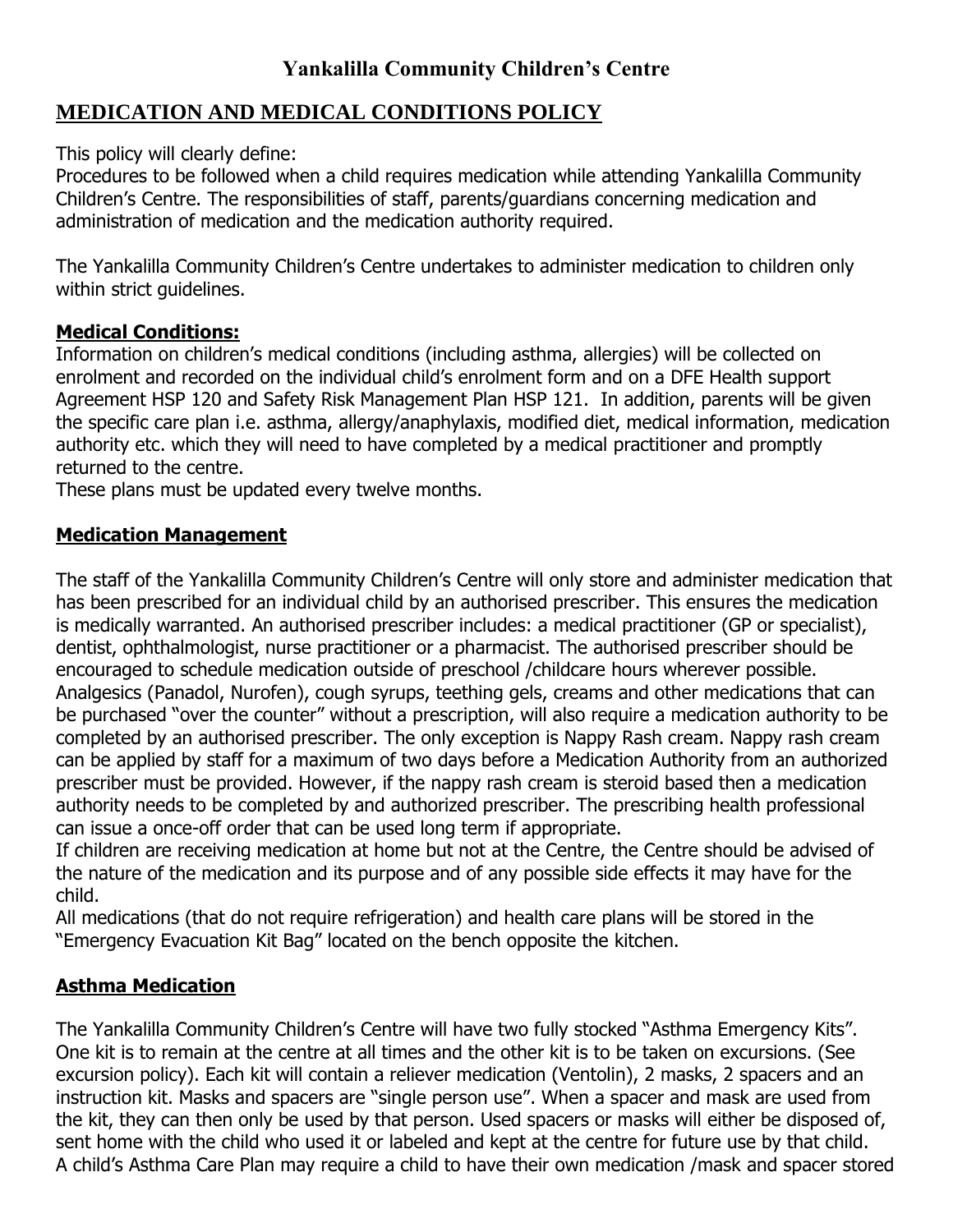# Yankalilla Community Children's Centre

## MEDICATION AND MEDICAL CONDITIONS POLICY

This policy will clearly define:
Procedures to be followed when a child requires medication while attending Yankalilla Community Children's Centre. The responsibilities of staff, parents/guardians concerning medication and administration of medication and the medication authority required.

The Yankalilla Community Children's Centre undertakes to administer medication to children only within strict guidelines.

### Medical Conditions:

Information on children's medical conditions (including asthma, allergies) will be collected on enrolment and recorded on the individual child's enrolment form and on a DFE Health support Agreement HSP 120 and Safety Risk Management Plan HSP 121. In addition, parents will be given the specific care plan i.e. asthma, allergy/anaphylaxis, modified diet, medical information, medication authority etc. which they will need to have completed by a medical practitioner and promptly returned to the centre.
These plans must be updated every twelve months.

### Medication Management

The staff of the Yankalilla Community Children's Centre will only store and administer medication that has been prescribed for an individual child by an authorised prescriber. This ensures the medication is medically warranted. An authorised prescriber includes: a medical practitioner (GP or specialist), dentist, ophthalmologist, nurse practitioner or a pharmacist. The authorised prescriber should be encouraged to schedule medication outside of preschool /childcare hours wherever possible. Analgesics (Panadol, Nurofen), cough syrups, teething gels, creams and other medications that can be purchased "over the counter" without a prescription, will also require a medication authority to be completed by an authorised prescriber. The only exception is Nappy Rash cream. Nappy rash cream can be applied by staff for a maximum of two days before a Medication Authority from an authorized prescriber must be provided. However, if the nappy rash cream is steroid based then a medication authority needs to be completed by and authorized prescriber. The prescribing health professional can issue a once-off order that can be used long term if appropriate.
If children are receiving medication at home but not at the Centre, the Centre should be advised of the nature of the medication and its purpose and of any possible side effects it may have for the child.
All medications (that do not require refrigeration) and health care plans will be stored in the "Emergency Evacuation Kit Bag" located on the bench opposite the kitchen.

### Asthma Medication

The Yankalilla Community Children's Centre will have two fully stocked "Asthma Emergency Kits". One kit is to remain at the centre at all times and the other kit is to be taken on excursions. (See excursion policy). Each kit will contain a reliever medication (Ventolin), 2 masks, 2 spacers and an instruction kit. Masks and spacers are "single person use". When a spacer and mask are used from the kit, they can then only be used by that person. Used spacers or masks will either be disposed of, sent home with the child who used it or labeled and kept at the centre for future use by that child. A child's Asthma Care Plan may require a child to have their own medication /mask and spacer stored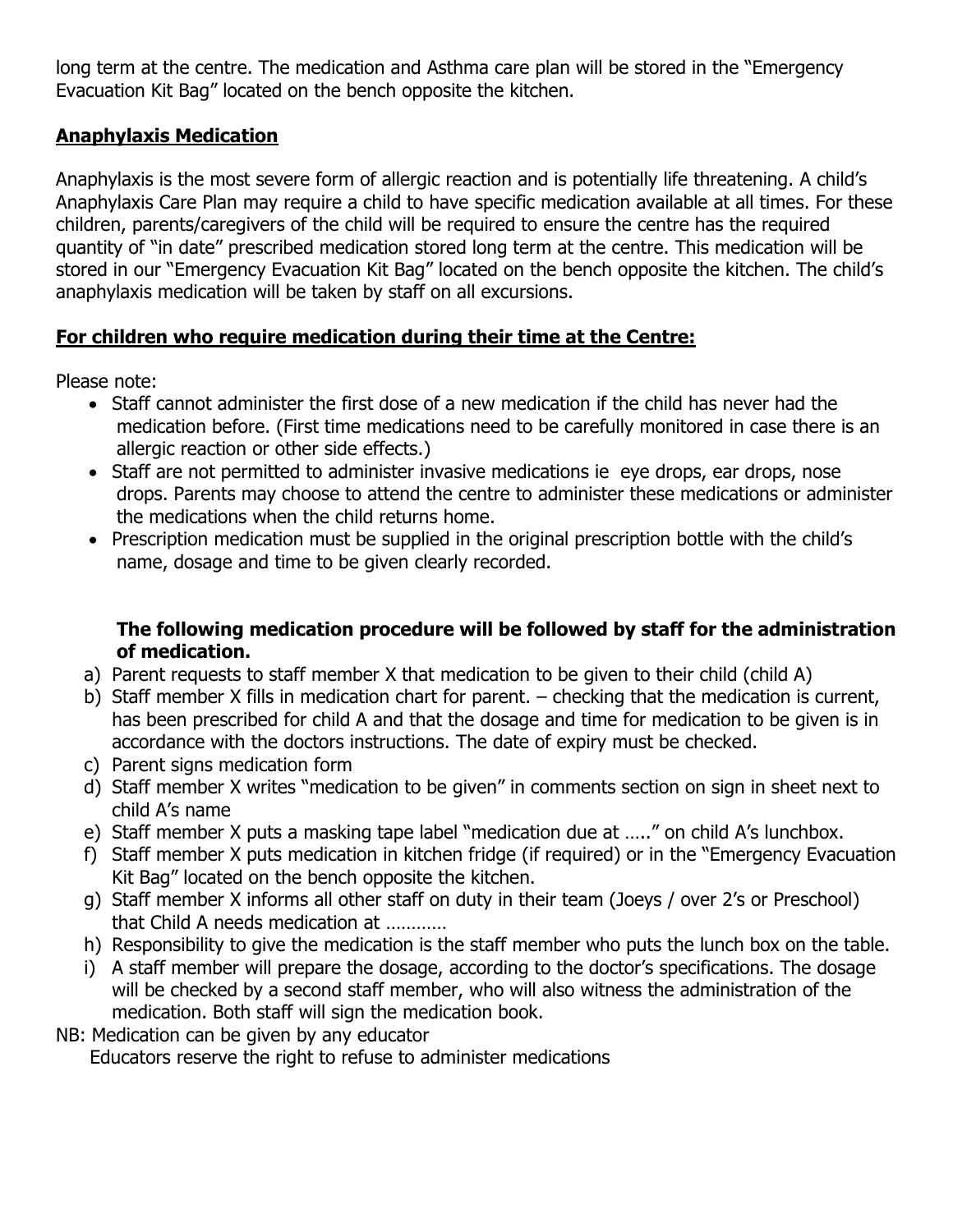long term at the centre. The medication and Asthma care plan will be stored in the "Emergency Evacuation Kit Bag" located on the bench opposite the kitchen.

**Anaphylaxis Medication**

Anaphylaxis is the most severe form of allergic reaction and is potentially life threatening. A child's Anaphylaxis Care Plan may require a child to have specific medication available at all times. For these children, parents/caregivers of the child will be required to ensure the centre has the required quantity of "in date" prescribed medication stored long term at the centre. This medication will be stored in our "Emergency Evacuation Kit Bag" located on the bench opposite the kitchen. The child's anaphylaxis medication will be taken by staff on all excursions.

**For children who require medication during their time at the Centre:**

Please note:

- Staff cannot administer the first dose of a new medication if the child has never had the medication before. (First time medications need to be carefully monitored in case there is an allergic reaction or other side effects.)
- Staff are not permitted to administer invasive medications ie eye drops, ear drops, nose drops. Parents may choose to attend the centre to administer these medications or administer the medications when the child returns home.
- Prescription medication must be supplied in the original prescription bottle with the child's name, dosage and time to be given clearly recorded.

**The following medication procedure will be followed by staff for the administration of medication.**

a) Parent requests to staff member X that medication to be given to their child (child A)
b) Staff member X fills in medication chart for parent. – checking that the medication is current, has been prescribed for child A and that the dosage and time for medication to be given is in accordance with the doctors instructions. The date of expiry must be checked.
c) Parent signs medication form
d) Staff member X writes "medication to be given" in comments section on sign in sheet next to child A's name
e) Staff member X puts a masking tape label "medication due at ….." on child A's lunchbox.
f) Staff member X puts medication in kitchen fridge (if required) or in the "Emergency Evacuation Kit Bag" located on the bench opposite the kitchen.
g) Staff member X informs all other staff on duty in their team (Joeys / over 2's or Preschool) that Child A needs medication at …………
h) Responsibility to give the medication is the staff member who puts the lunch box on the table.
i) A staff member will prepare the dosage, according to the doctor's specifications. The dosage will be checked by a second staff member, who will also witness the administration of the medication. Both staff will sign the medication book.

NB: Medication can be given by any educator
Educators reserve the right to refuse to administer medications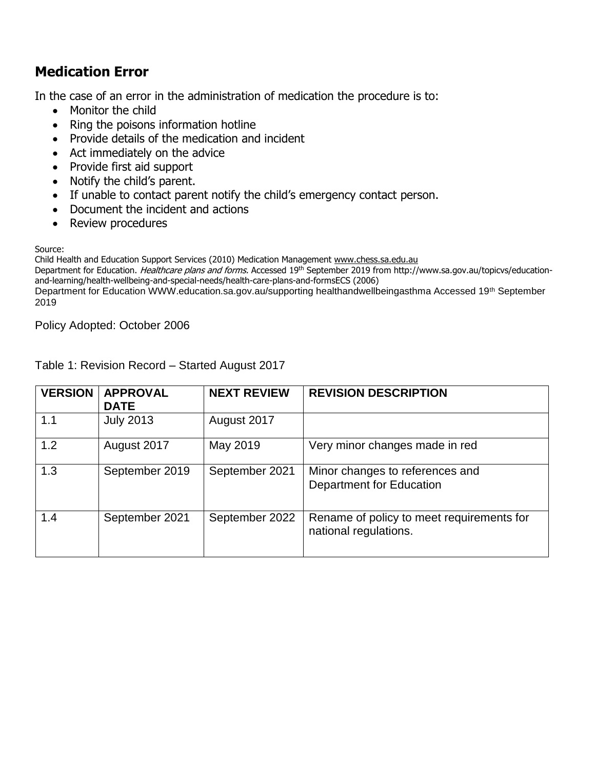## Medication Error

In the case of an error in the administration of medication the procedure is to:

- Monitor the child
- Ring the poisons information hotline
- Provide details of the medication and incident
- Act immediately on the advice
- Provide first aid support
- Notify the child's parent.
- If unable to contact parent notify the child's emergency contact person.
- Document the incident and actions
- Review procedures

Source:
Child Health and Education Support Services (2010) Medication Management www.chess.sa.edu.au
Department for Education. *Healthcare plans and forms.* Accessed 19th September 2019 from http://www.sa.gov.au/topicvs/education-and-learning/health-wellbeing-and-special-needs/health-care-plans-and-formsECS (2006)
Department for Education WWW.education.sa.gov.au/supporting healthandwellbeingasthma Accessed 19th September 2019

Policy Adopted: October 2006

Table 1: Revision Record – Started August 2017

| VERSION | APPROVAL DATE | NEXT REVIEW | REVISION DESCRIPTION |
|---|---|---|---|
| 1.1 | July 2013 | August 2017 | |
| 1.2 | August 2017 | May 2019 | Very minor changes made in red |
| 1.3 | September 2019 | September 2021 | Minor changes to references and Department for Education |
| 1.4 | September 2021 | September 2022 | Rename of policy to meet requirements for national regulations. |